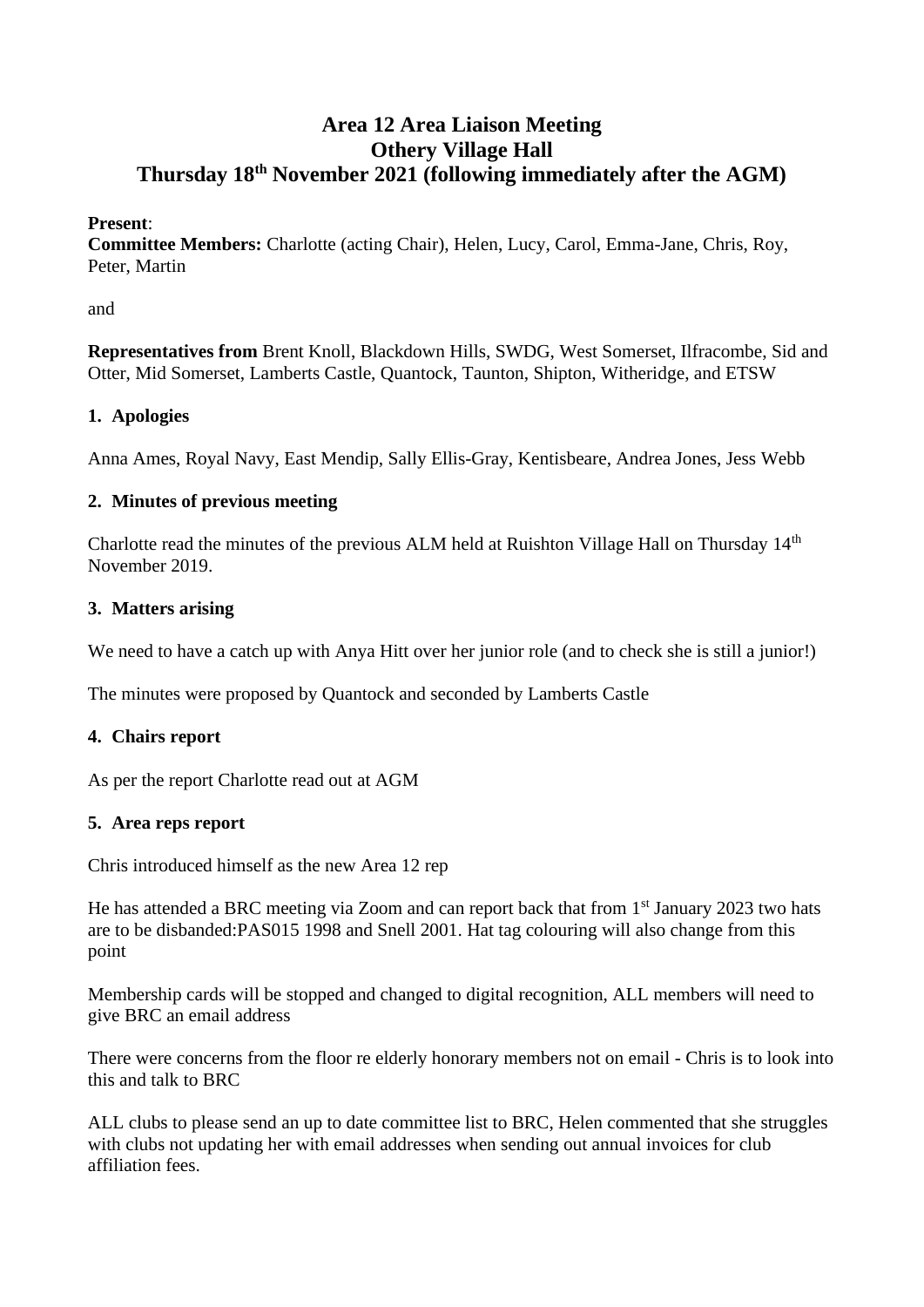# Area 12 Area Liaison Meeting
# Othery Village Hall
# Thursday 18th November 2021 (following immediately after the AGM)

**Present**:
**Committee Members:** Charlotte (acting Chair), Helen, Lucy, Carol, Emma-Jane, Chris, Roy, Peter, Martin

and

**Representatives from** Brent Knoll, Blackdown Hills, SWDG, West Somerset, Ilfracombe, Sid and Otter, Mid Somerset, Lamberts Castle, Quantock, Taunton, Shipton, Witheridge, and ETSW

## 1. Apologies

Anna Ames, Royal Navy, East Mendip, Sally Ellis-Gray, Kentisbeare, Andrea Jones, Jess Webb

## 2. Minutes of previous meeting

Charlotte read the minutes of the previous ALM held at Ruishton Village Hall on Thursday 14th November 2019.

## 3. Matters arising

We need to have a catch up with Anya Hitt over her junior role (and to check she is still a junior!)

The minutes were proposed by Quantock and seconded by Lamberts Castle

## 4. Chairs report

As per the report Charlotte read out at AGM

## 5. Area reps report

Chris introduced himself as the new Area 12 rep

He has attended a BRC meeting via Zoom and can report back that from 1st January 2023 two hats are to be disbanded:PAS015 1998 and Snell 2001. Hat tag colouring will also change from this point

Membership cards will be stopped and changed to digital recognition, ALL members will need to give BRC an email address

There were concerns from the floor re elderly honorary members not on email - Chris is to look into this and talk to BRC

ALL clubs to please send an up to date committee list to BRC, Helen commented that she struggles with clubs not updating her with email addresses when sending out annual invoices for club affiliation fees.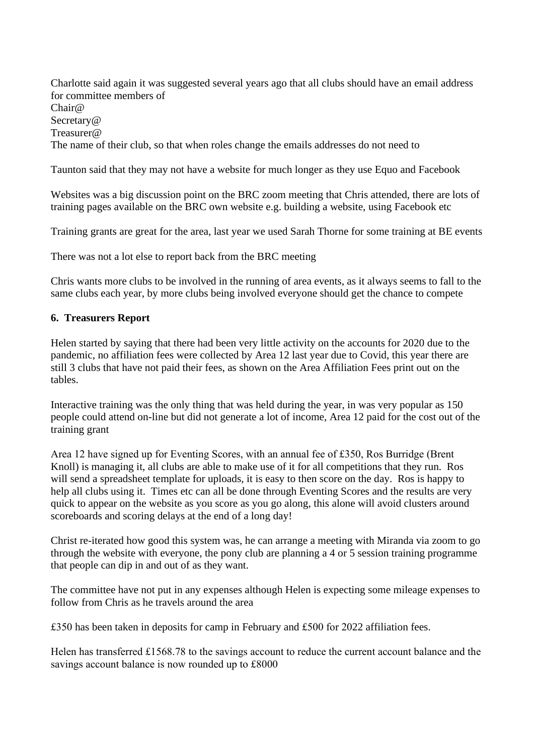Charlotte said again it was suggested several years ago that all clubs should have an email address for committee members of
Chair@
Secretary@
Treasurer@
The name of their club, so that when roles change the emails addresses do not need to

Taunton said that they may not have a website for much longer as they use Equo and Facebook

Websites was a big discussion point on the BRC zoom meeting that Chris attended, there are lots of training pages available on the BRC own website e.g. building a website, using Facebook etc

Training grants are great for the area, last year we used Sarah Thorne for some training at BE events

There was not a lot else to report back from the BRC meeting

Chris wants more clubs to be involved in the running of area events, as it always seems to fall to the same clubs each year, by more clubs being involved everyone should get the chance to compete

## 6. Treasurers Report

Helen started by saying that there had been very little activity on the accounts for 2020 due to the pandemic, no affiliation fees were collected by Area 12 last year due to Covid, this year there are still 3 clubs that have not paid their fees, as shown on the Area Affiliation Fees print out on the tables.

Interactive training was the only thing that was held during the year, in was very popular as 150 people could attend on-line but did not generate a lot of income, Area 12 paid for the cost out of the training grant

Area 12 have signed up for Eventing Scores, with an annual fee of £350, Ros Burridge (Brent Knoll) is managing it, all clubs are able to make use of it for all competitions that they run. Ros will send a spreadsheet template for uploads, it is easy to then score on the day. Ros is happy to help all clubs using it. Times etc can all be done through Eventing Scores and the results are very quick to appear on the website as you score as you go along, this alone will avoid clusters around scoreboards and scoring delays at the end of a long day!

Christ re-iterated how good this system was, he can arrange a meeting with Miranda via zoom to go through the website with everyone, the pony club are planning a 4 or 5 session training programme that people can dip in and out of as they want.

The committee have not put in any expenses although Helen is expecting some mileage expenses to follow from Chris as he travels around the area

£350 has been taken in deposits for camp in February and £500 for 2022 affiliation fees.

Helen has transferred £1568.78 to the savings account to reduce the current account balance and the savings account balance is now rounded up to £8000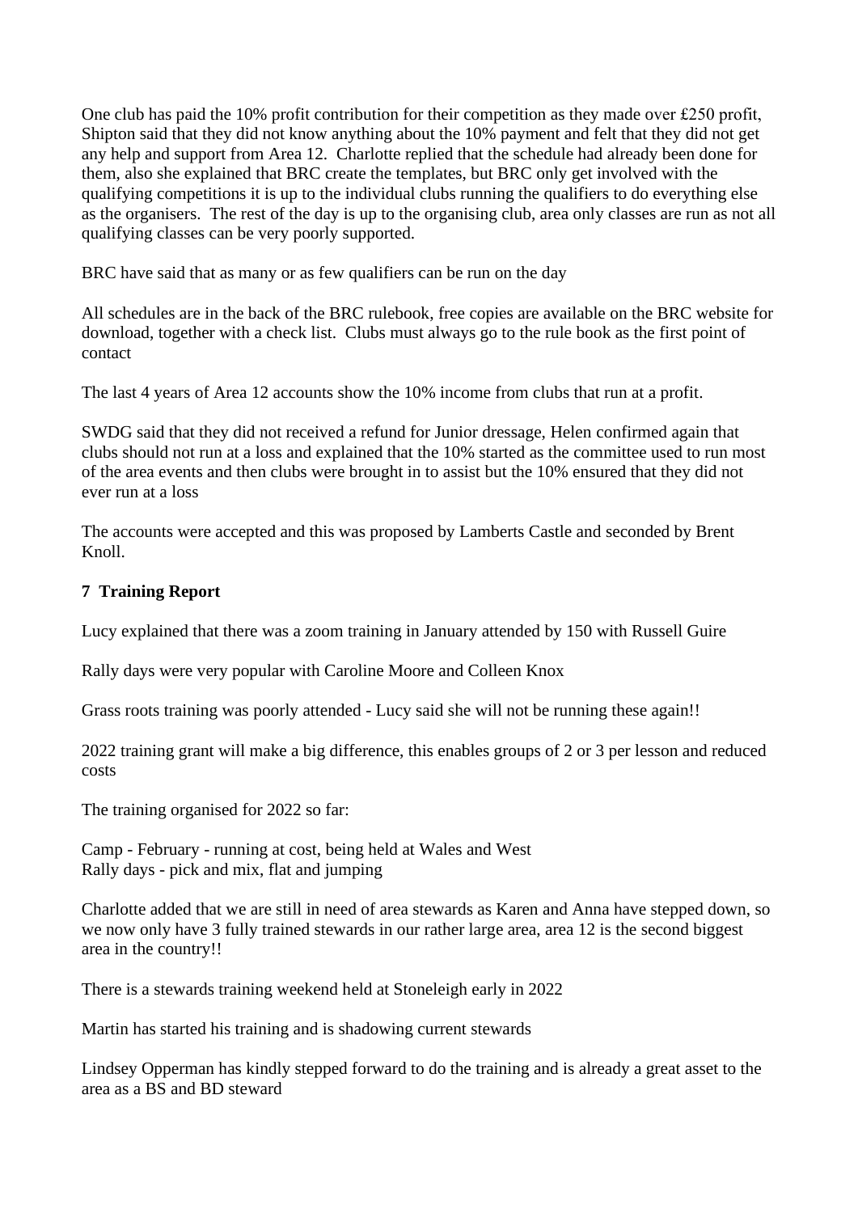One club has paid the 10% profit contribution for their competition as they made over £250 profit, Shipton said that they did not know anything about the 10% payment and felt that they did not get any help and support from Area 12. Charlotte replied that the schedule had already been done for them, also she explained that BRC create the templates, but BRC only get involved with the qualifying competitions it is up to the individual clubs running the qualifiers to do everything else as the organisers. The rest of the day is up to the organising club, area only classes are run as not all qualifying classes can be very poorly supported.

BRC have said that as many or as few qualifiers can be run on the day

All schedules are in the back of the BRC rulebook, free copies are available on the BRC website for download, together with a check list. Clubs must always go to the rule book as the first point of contact

The last 4 years of Area 12 accounts show the 10% income from clubs that run at a profit.

SWDG said that they did not received a refund for Junior dressage, Helen confirmed again that clubs should not run at a loss and explained that the 10% started as the committee used to run most of the area events and then clubs were brought in to assist but the 10% ensured that they did not ever run at a loss

The accounts were accepted and this was proposed by Lamberts Castle and seconded by Brent Knoll.

**7 Training Report**

Lucy explained that there was a zoom training in January attended by 150 with Russell Guire

Rally days were very popular with Caroline Moore and Colleen Knox

Grass roots training was poorly attended - Lucy said she will not be running these again!!

2022 training grant will make a big difference, this enables groups of 2 or 3 per lesson and reduced costs

The training organised for 2022 so far:

Camp - February - running at cost, being held at Wales and West
Rally days - pick and mix, flat and jumping

Charlotte added that we are still in need of area stewards as Karen and Anna have stepped down, so we now only have 3 fully trained stewards in our rather large area, area 12 is the second biggest area in the country!!

There is a stewards training weekend held at Stoneleigh early in 2022

Martin has started his training and is shadowing current stewards

Lindsey Opperman has kindly stepped forward to do the training and is already a great asset to the area as a BS and BD steward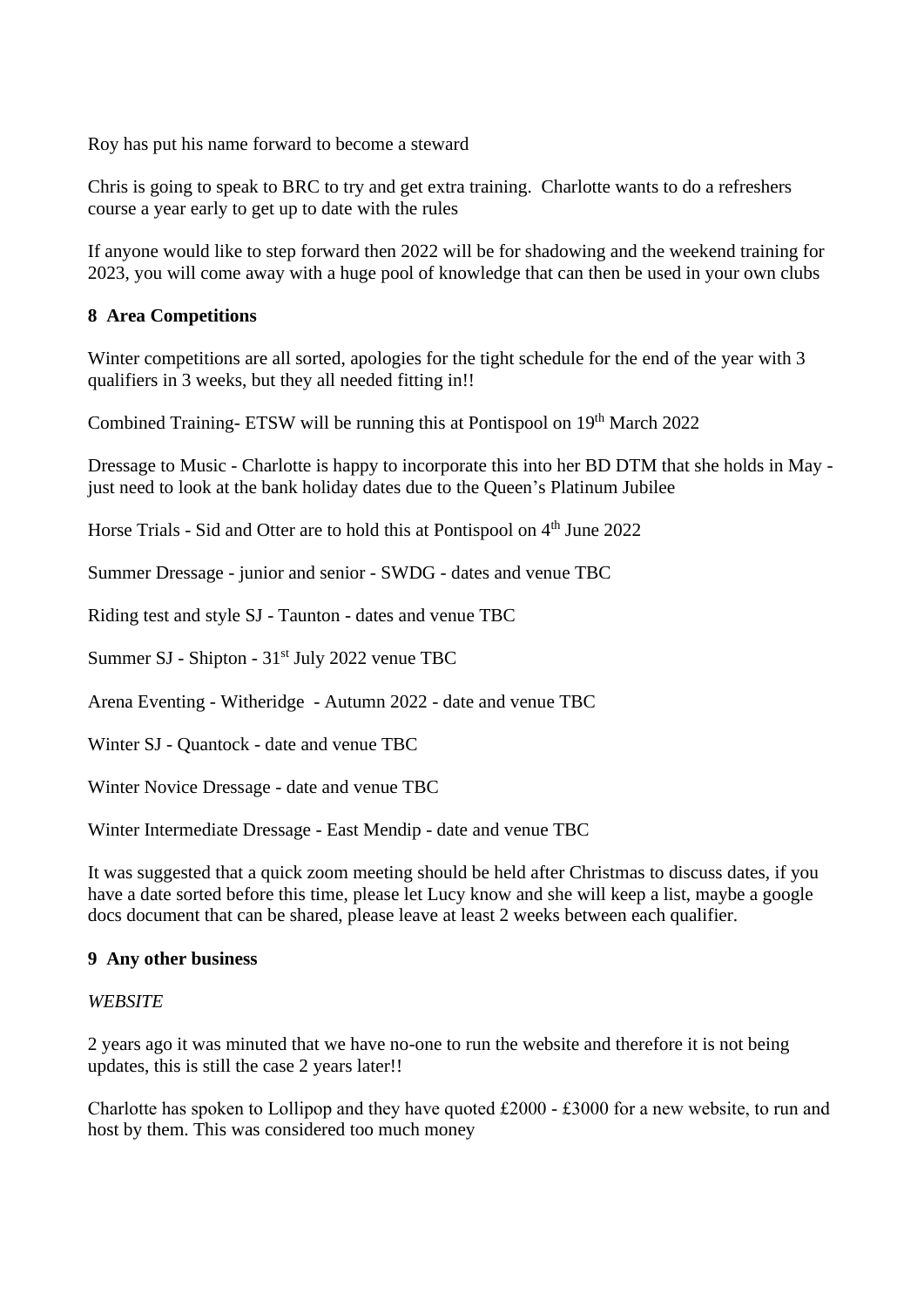Roy has put his name forward to become a steward

Chris is going to speak to BRC to try and get extra training. Charlotte wants to do a refreshers course a year early to get up to date with the rules

If anyone would like to step forward then 2022 will be for shadowing and the weekend training for 2023, you will come away with a huge pool of knowledge that can then be used in your own clubs

**8 Area Competitions**

Winter competitions are all sorted, apologies for the tight schedule for the end of the year with 3 qualifiers in 3 weeks, but they all needed fitting in!!

Combined Training- ETSW will be running this at Pontispool on 19th March 2022

Dressage to Music - Charlotte is happy to incorporate this into her BD DTM that she holds in May - just need to look at the bank holiday dates due to the Queen's Platinum Jubilee

Horse Trials - Sid and Otter are to hold this at Pontispool on 4th June 2022

Summer Dressage - junior and senior - SWDG - dates and venue TBC

Riding test and style SJ - Taunton - dates and venue TBC

Summer SJ - Shipton - 31st July 2022 venue TBC

Arena Eventing - Witheridge - Autumn 2022 - date and venue TBC

Winter SJ - Quantock - date and venue TBC

Winter Novice Dressage - date and venue TBC

Winter Intermediate Dressage - East Mendip - date and venue TBC

It was suggested that a quick zoom meeting should be held after Christmas to discuss dates, if you have a date sorted before this time, please let Lucy know and she will keep a list, maybe a google docs document that can be shared, please leave at least 2 weeks between each qualifier.

**9 Any other business**

*WEBSITE*

2 years ago it was minuted that we have no-one to run the website and therefore it is not being updates, this is still the case 2 years later!!

Charlotte has spoken to Lollipop and they have quoted £2000 - £3000 for a new website, to run and host by them. This was considered too much money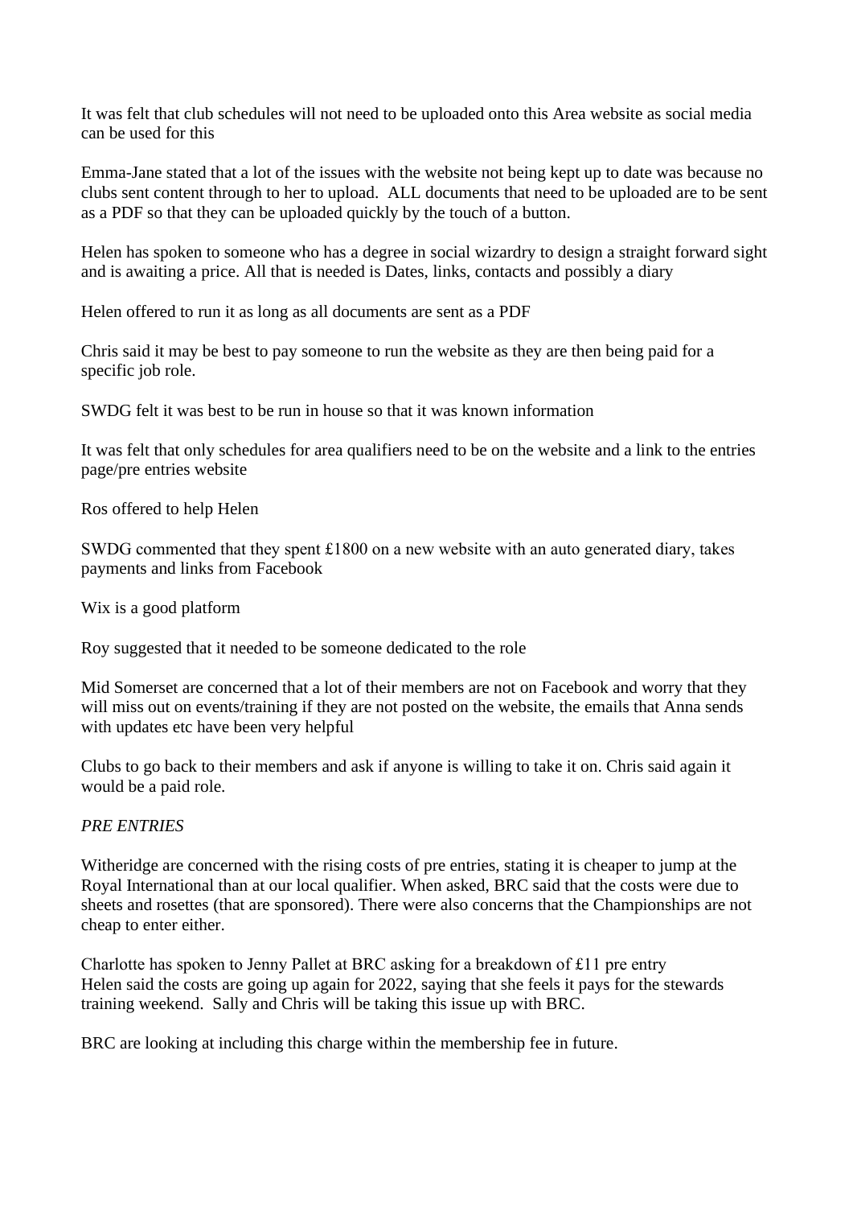It was felt that club schedules will not need to be uploaded onto this Area website as social media can be used for this

Emma-Jane stated that a lot of the issues with the website not being kept up to date was because no clubs sent content through to her to upload. ALL documents that need to be uploaded are to be sent as a PDF so that they can be uploaded quickly by the touch of a button.

Helen has spoken to someone who has a degree in social wizardry to design a straight forward sight and is awaiting a price. All that is needed is Dates, links, contacts and possibly a diary

Helen offered to run it as long as all documents are sent as a PDF

Chris said it may be best to pay someone to run the website as they are then being paid for a specific job role.

SWDG felt it was best to be run in house so that it was known information

It was felt that only schedules for area qualifiers need to be on the website and a link to the entries page/pre entries website

Ros offered to help Helen

SWDG commented that they spent £1800 on a new website with an auto generated diary, takes payments and links from Facebook

Wix is a good platform

Roy suggested that it needed to be someone dedicated to the role

Mid Somerset are concerned that a lot of their members are not on Facebook and worry that they will miss out on events/training if they are not posted on the website, the emails that Anna sends with updates etc have been very helpful

Clubs to go back to their members and ask if anyone is willing to take it on. Chris said again it would be a paid role.

*PRE ENTRIES*

Witheridge are concerned with the rising costs of pre entries, stating it is cheaper to jump at the Royal International than at our local qualifier. When asked, BRC said that the costs were due to sheets and rosettes (that are sponsored). There were also concerns that the Championships are not cheap to enter either.

Charlotte has spoken to Jenny Pallet at BRC asking for a breakdown of £11 pre entry
Helen said the costs are going up again for 2022, saying that she feels it pays for the stewards training weekend. Sally and Chris will be taking this issue up with BRC.

BRC are looking at including this charge within the membership fee in future.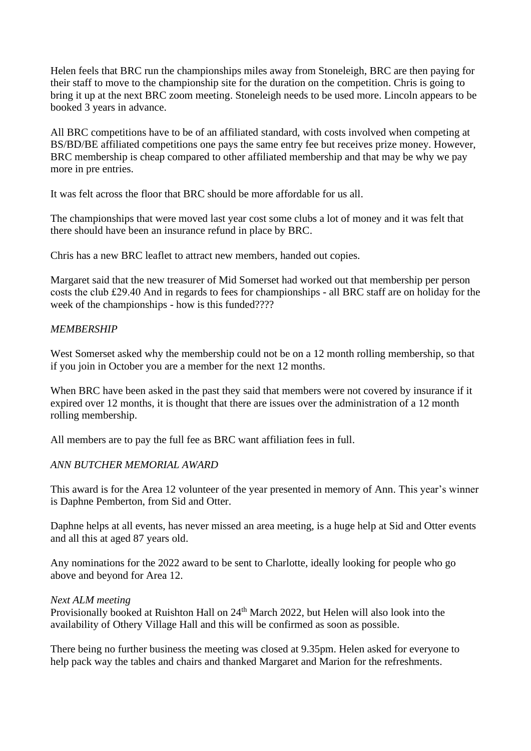Helen feels that BRC run the championships miles away from Stoneleigh, BRC are then paying for their staff to move to the championship site for the duration on the competition. Chris is going to bring it up at the next BRC zoom meeting. Stoneleigh needs to be used more. Lincoln appears to be booked 3 years in advance.

All BRC competitions have to be of an affiliated standard, with costs involved when competing at BS/BD/BE affiliated competitions one pays the same entry fee but receives prize money. However, BRC membership is cheap compared to other affiliated membership and that may be why we pay more in pre entries.

It was felt across the floor that BRC should be more affordable for us all.

The championships that were moved last year cost some clubs a lot of money and it was felt that there should have been an insurance refund in place by BRC.

Chris has a new BRC leaflet to attract new members, handed out copies.

Margaret said that the new treasurer of Mid Somerset had worked out that membership per person costs the club £29.40 And in regards to fees for championships - all BRC staff are on holiday for the week of the championships - how is this funded????

*MEMBERSHIP*

West Somerset asked why the membership could not be on a 12 month rolling membership, so that if you join in October you are a member for the next 12 months.

When BRC have been asked in the past they said that members were not covered by insurance if it expired over 12 months, it is thought that there are issues over the administration of a 12 month rolling membership.

All members are to pay the full fee as BRC want affiliation fees in full.

*ANN BUTCHER MEMORIAL AWARD*

This award is for the Area 12 volunteer of the year presented in memory of Ann. This year's winner is Daphne Pemberton, from Sid and Otter.

Daphne helps at all events, has never missed an area meeting, is a huge help at Sid and Otter events and all this at aged 87 years old.

Any nominations for the 2022 award to be sent to Charlotte, ideally looking for people who go above and beyond for Area 12.

*Next ALM meeting*

Provisionally booked at Ruishton Hall on 24th March 2022, but Helen will also look into the availability of Othery Village Hall and this will be confirmed as soon as possible.

There being no further business the meeting was closed at 9.35pm. Helen asked for everyone to help pack way the tables and chairs and thanked Margaret and Marion for the refreshments.